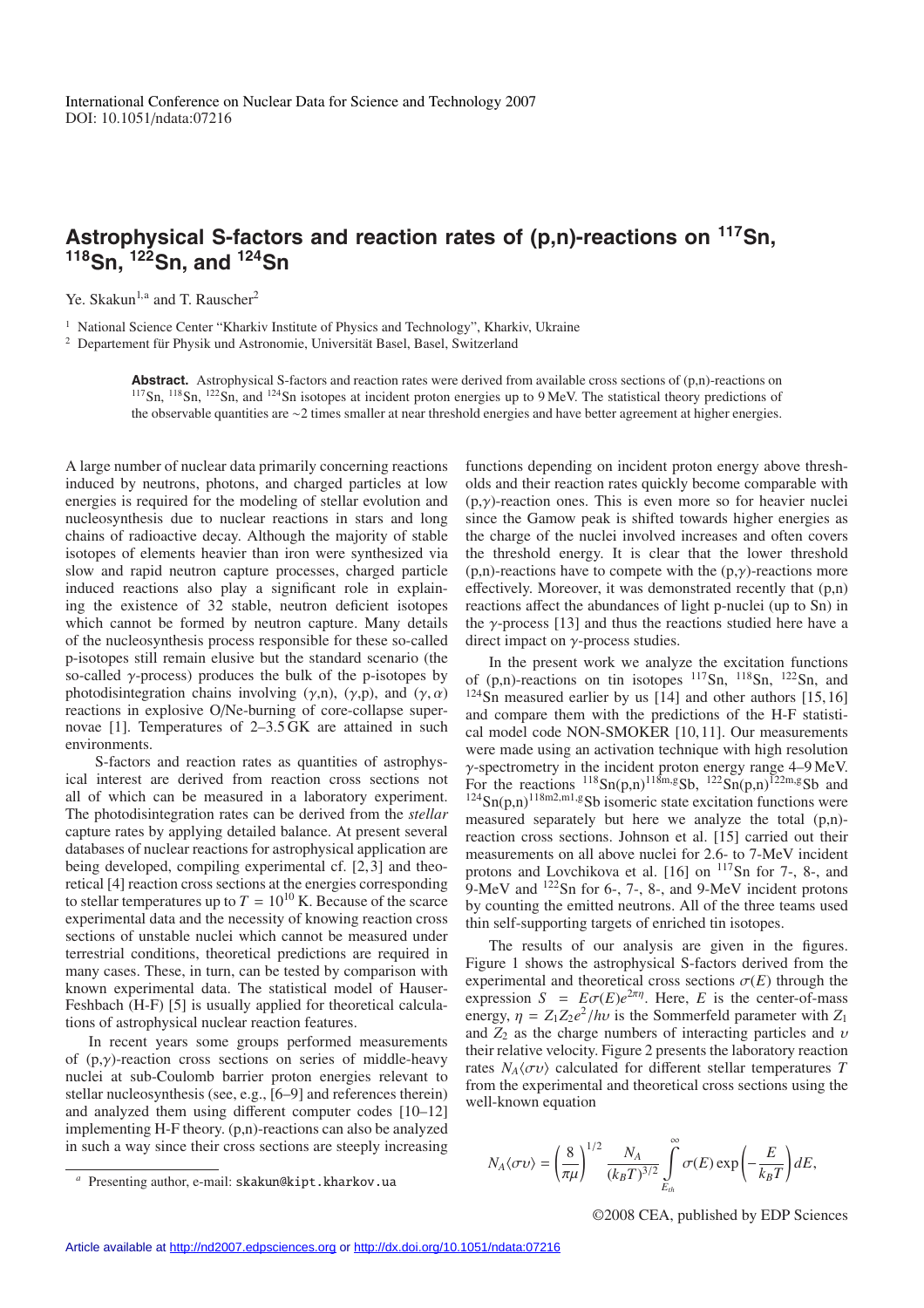International Conference on Nuclear Data for Science and Technology 2007
DOI: 10.1051/ndata:07216

# Astrophysical S-factors and reaction rates of (p,n)-reactions on $^{117}$Sn, $^{118}$Sn, $^{122}$Sn, and $^{124}$Sn

Ye. Skakun[1,a] and T. Rauscher[2]

[1] National Science Center "Kharkiv Institute of Physics and Technology", Kharkiv, Ukraine
[2] Departement für Physik und Astronomie, Universität Basel, Basel, Switzerland

**Abstract.** Astrophysical S-factors and reaction rates were derived from available cross sections of (p,n)-reactions on $^{117}$Sn, $^{118}$Sn, $^{122}$Sn, and $^{124}$Sn isotopes at incident proton energies up to 9 MeV. The statistical theory predictions of the observable quantities are ~2 times smaller at near threshold energies and have better agreement at higher energies.

A large number of nuclear data primarily concerning reactions induced by neutrons, photons, and charged particles at low energies is required for the modeling of stellar evolution and nucleosynthesis due to nuclear reactions in stars and long chains of radioactive decay. Although the majority of stable isotopes of elements heavier than iron were synthesized via slow and rapid neutron capture processes, charged particle induced reactions also play a significant role in explaining the existence of 32 stable, neutron deficient isotopes which cannot be formed by neutron capture. Many details of the nucleosynthesis process responsible for these so-called p-isotopes still remain elusive but the standard scenario (the so-called $\gamma$-process) produces the bulk of the p-isotopes by photodisintegration chains involving ($\gamma$,n), ($\gamma$,p), and ($\gamma,\alpha$) reactions in explosive O/Ne-burning of core-collapse supernovae [1]. Temperatures of 2–3.5 GK are attained in such environments.

S-factors and reaction rates as quantities of astrophysical interest are derived from reaction cross sections not all of which can be measured in a laboratory experiment. The photodisintegration rates can be derived from the *stellar* capture rates by applying detailed balance. At present several databases of nuclear reactions for astrophysical application are being developed, compiling experimental cf. [2,3] and theoretical [4] reaction cross sections at the energies corresponding to stellar temperatures up to $T = 10^{10}$ K. Because of the scarce experimental data and the necessity of knowing reaction cross sections of unstable nuclei which cannot be measured under terrestrial conditions, theoretical predictions are required in many cases. These, in turn, can be tested by comparison with known experimental data. The statistical model of Hauser-Feshbach (H-F) [5] is usually applied for theoretical calculations of astrophysical nuclear reaction features.

In recent years some groups performed measurements of (p,$\gamma$)-reaction cross sections on series of middle-heavy nuclei at sub-Coulomb barrier proton energies relevant to stellar nucleosynthesis (see, e.g., [6–9] and references therein) and analyzed them using different computer codes [10–12] implementing H-F theory. (p,n)-reactions can also be analyzed in such a way since their cross sections are steeply increasing functions depending on incident proton energy above thresholds and their reaction rates quickly become comparable with (p,$\gamma$)-reaction ones. This is even more so for heavier nuclei since the Gamow peak is shifted towards higher energies as the charge of the nuclei involved increases and often covers the threshold energy. It is clear that the lower threshold (p,n)-reactions have to compete with the (p,$\gamma$)-reactions more effectively. Moreover, it was demonstrated recently that (p,n) reactions affect the abundances of light p-nuclei (up to Sn) in the $\gamma$-process [13] and thus the reactions studied here have a direct impact on $\gamma$-process studies.

In the present work we analyze the excitation functions of (p,n)-reactions on tin isotopes $^{117}$Sn, $^{118}$Sn, $^{122}$Sn, and $^{124}$Sn measured earlier by us [14] and other authors [15,16] and compare them with the predictions of the H-F statistical model code NON-SMOKER [10,11]. Our measurements were made using an activation technique with high resolution $\gamma$-spectrometry in the incident proton energy range 4–9 MeV. For the reactions $^{118}$Sn(p,n)$^{118\mathrm{m,g}}$Sb, $^{122}$Sn(p,n)$^{122\mathrm{m,g}}$Sb and $^{124}$Sn(p,n)$^{118\mathrm{m2,m1,g}}$Sb isomeric state excitation functions were measured separately but here we analyze the total (p,n)-reaction cross sections. Johnson et al. [15] carried out their measurements on all above nuclei for 2.6- to 7-MeV incident protons and Lovchikova et al. [16] on $^{117}$Sn for 7-, 8-, and 9-MeV and $^{122}$Sn for 6-, 7-, 8-, and 9-MeV incident protons by counting the emitted neutrons. All of the three teams used thin self-supporting targets of enriched tin isotopes.

The results of our analysis are given in the figures. Figure 1 shows the astrophysical S-factors derived from the experimental and theoretical cross sections $\sigma(E)$ through the expression $S = E\sigma(E)e^{2\pi\eta}$. Here, $E$ is the center-of-mass energy, $\eta = Z_1Z_2e^2/h\upsilon$ is the Sommerfeld parameter with $Z_1$ and $Z_2$ as the charge numbers of interacting particles and $\upsilon$ their relative velocity. Figure 2 presents the laboratory reaction rates $N_A\langle\sigma\upsilon\rangle$ calculated for different stellar temperatures $T$ from the experimental and theoretical cross sections using the well-known equation

$$N_A\langle\sigma\upsilon\rangle = \left(\frac{8}{\pi\mu}\right)^{1/2} \frac{N_A}{(k_BT)^{3/2}} \int_{E_{th}}^{\infty} \sigma(E)\exp\left(-\frac{E}{k_BT}\right)dE,$$

[a] Presenting author, e-mail: skakun@kipt.kharkov.ua

©2008 CEA, published by EDP Sciences

Article available at http://nd2007.edpsciences.org or http://dx.doi.org/10.1051/ndata:07216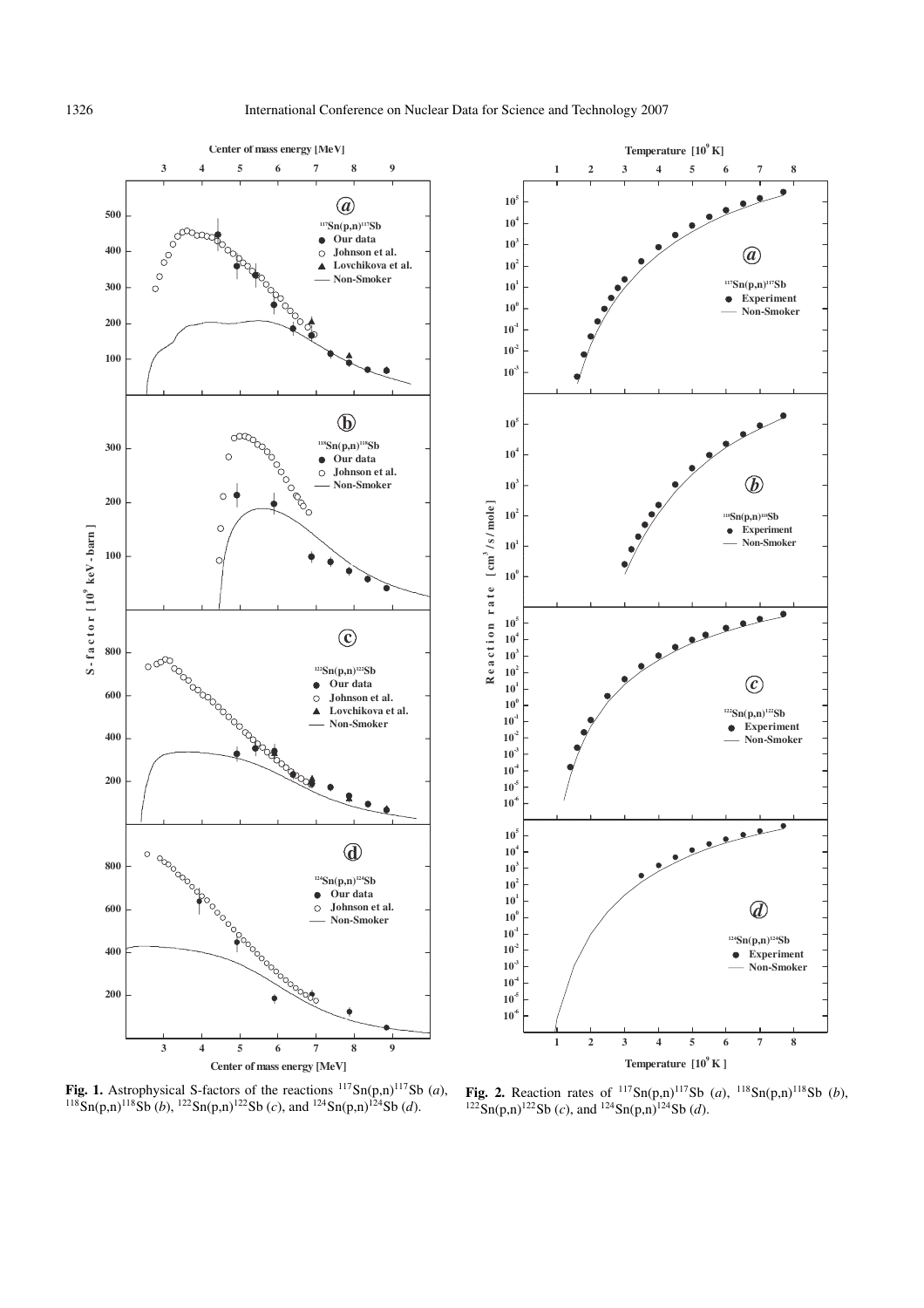**Fig. 1.** Astrophysical S-factors of the reactions $^{117}$Sn(p,n)$^{117}$Sb (*a*), $^{118}$Sn(p,n)$^{118}$Sb (*b*), $^{122}$Sn(p,n)$^{122}$Sb (*c*), and $^{124}$Sn(p,n)$^{124}$Sb (*d*).

**Fig. 2.** Reaction rates of $^{117}$Sn(p,n)$^{117}$Sb (*a*), $^{118}$Sn(p,n)$^{118}$Sb (*b*), $^{122}$Sn(p,n)$^{122}$Sb (*c*), and $^{124}$Sn(p,n)$^{124}$Sb (*d*).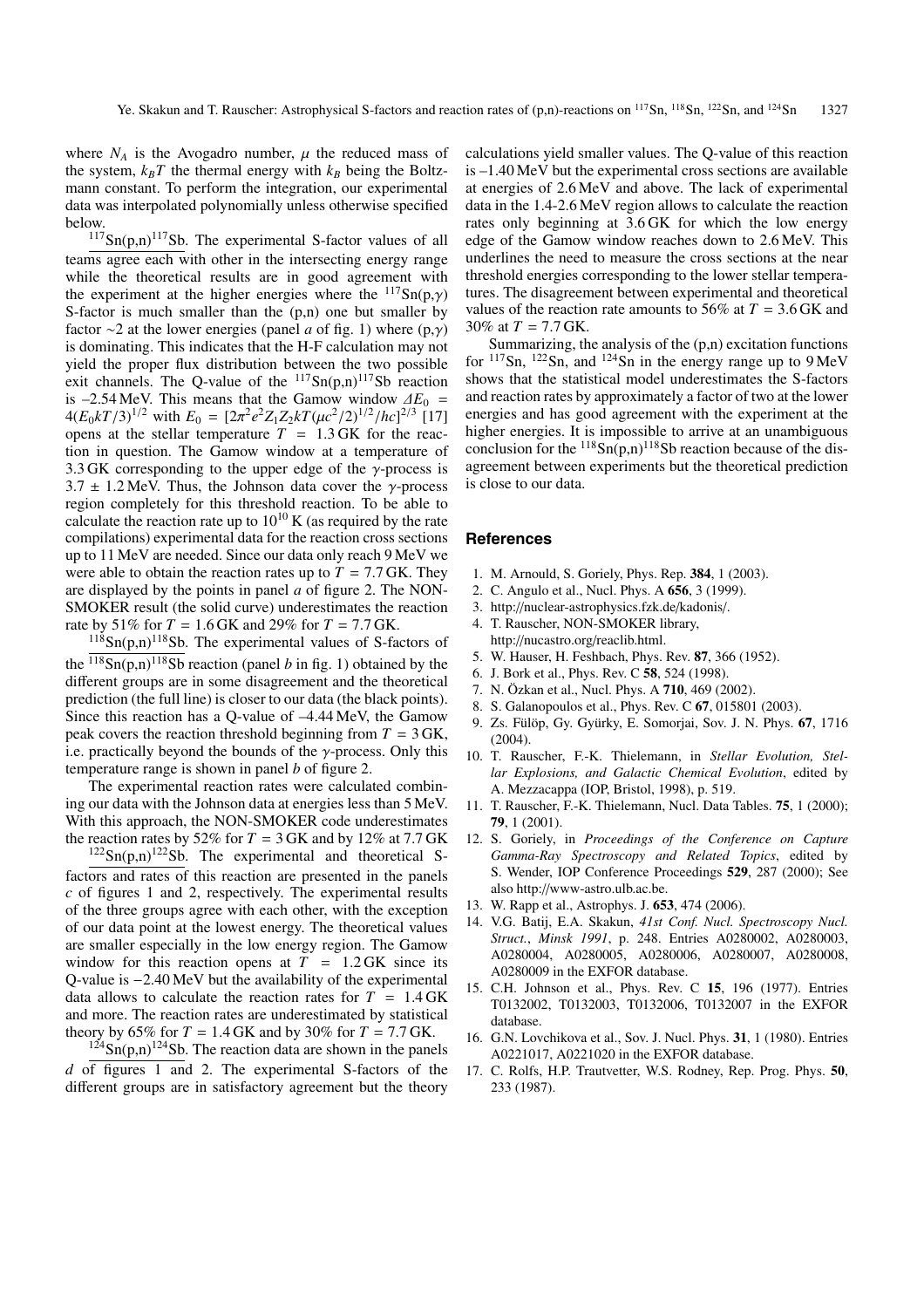where $N_A$ is the Avogadro number, $\mu$ the reduced mass of the system, $k_BT$ the thermal energy with $k_B$ being the Boltzmann constant. To perform the integration, our experimental data was interpolated polynomially unless otherwise specified below.

$^{117}$Sn(p,n)$^{117}$Sb. The experimental S-factor values of all teams agree each with other in the intersecting energy range while the theoretical results are in good agreement with the experiment at the higher energies where the $^{117}$Sn(p,$\gamma$) S-factor is much smaller than the (p,n) one but smaller by factor ~2 at the lower energies (panel *a* of fig. 1) where (p,$\gamma$) is dominating. This indicates that the H-F calculation may not yield the proper flux distribution between the two possible exit channels. The Q-value of the $^{117}$Sn(p,n)$^{117}$Sb reaction is –2.54 MeV. This means that the Gamow window $\Delta E_0 = 4(E_0kT/3)^{1/2}$ with $E_0 = [2\pi^2e^2Z_1Z_2kT(\mu c^2/2)^{1/2}/hc]^{2/3}$ [17] opens at the stellar temperature $T = 1.3$ GK for the reaction in question. The Gamow window at a temperature of 3.3 GK corresponding to the upper edge of the $\gamma$-process is $3.7 \pm 1.2$ MeV. Thus, the Johnson data cover the $\gamma$-process region completely for this threshold reaction. To be able to calculate the reaction rate up to $10^{10}$ K (as required by the rate compilations) experimental data for the reaction cross sections up to 11 MeV are needed. Since our data only reach 9 MeV we were able to obtain the reaction rates up to $T = 7.7$ GK. They are displayed by the points in panel *a* of figure 2. The NON-SMOKER result (the solid curve) underestimates the reaction rate by 51% for $T = 1.6$ GK and 29% for $T = 7.7$ GK.

$^{118}$Sn(p,n)$^{118}$Sb. The experimental values of S-factors of the $^{118}$Sn(p,n)$^{118}$Sb reaction (panel *b* in fig. 1) obtained by the different groups are in some disagreement and the theoretical prediction (the full line) is closer to our data (the black points). Since this reaction has a Q-value of –4.44 MeV, the Gamow peak covers the reaction threshold beginning from $T = 3$ GK, i.e. practically beyond the bounds of the $\gamma$-process. Only this temperature range is shown in panel *b* of figure 2.

The experimental reaction rates were calculated combining our data with the Johnson data at energies less than 5 MeV. With this approach, the NON-SMOKER code underestimates the reaction rates by 52% for $T = 3$ GK and by 12% at 7.7 GK

$^{122}$Sn(p,n)$^{122}$Sb. The experimental and theoretical S-factors and rates of this reaction are presented in the panels *c* of figures 1 and 2, respectively. The experimental results of the three groups agree with each other, with the exception of our data point at the lowest energy. The theoretical values are smaller especially in the low energy region. The Gamow window for this reaction opens at $T = 1.2$ GK since its Q-value is −2.40 MeV but the availability of the experimental data allows to calculate the reaction rates for $T = 1.4$ GK and more. The reaction rates are underestimated by statistical theory by 65% for $T = 1.4$ GK and by 30% for $T = 7.7$ GK.

$^{124}$Sn(p,n)$^{124}$Sb. The reaction data are shown in the panels *d* of figures 1 and 2. The experimental S-factors of the different groups are in satisfactory agreement but the theory calculations yield smaller values. The Q-value of this reaction is –1.40 MeV but the experimental cross sections are available at energies of 2.6 MeV and above. The lack of experimental data in the 1.4-2.6 MeV region allows to calculate the reaction rates only beginning at 3.6 GK for which the low energy edge of the Gamow window reaches down to 2.6 MeV. This underlines the need to measure the cross sections at the near threshold energies corresponding to the lower stellar temperatures. The disagreement between experimental and theoretical values of the reaction rate amounts to 56% at $T = 3.6$ GK and 30% at $T = 7.7$ GK.

Summarizing, the analysis of the (p,n) excitation functions for $^{117}$Sn, $^{122}$Sn, and $^{124}$Sn in the energy range up to 9 MeV shows that the statistical model underestimates the S-factors and reaction rates by approximately a factor of two at the lower energies and has good agreement with the experiment at the higher energies. It is impossible to arrive at an unambiguous conclusion for the $^{118}$Sn(p,n)$^{118}$Sb reaction because of the disagreement between experiments but the theoretical prediction is close to our data.

## References

1. M. Arnould, S. Goriely, Phys. Rep. **384**, 1 (2003).
2. C. Angulo et al., Nucl. Phys. A **656**, 3 (1999).
3. http://nuclear-astrophysics.fzk.de/kadonis/.
4. T. Rauscher, NON-SMOKER library, http://nucastro.org/reaclib.html.
5. W. Hauser, H. Feshbach, Phys. Rev. **87**, 366 (1952).
6. J. Bork et al., Phys. Rev. C **58**, 524 (1998).
7. N. Özkan et al., Nucl. Phys. A **710**, 469 (2002).
8. S. Galanopoulos et al., Phys. Rev. C **67**, 015801 (2003).
9. Zs. Fülöp, Gy. Gyürky, E. Somorjai, Sov. J. N. Phys. **67**, 1716 (2004).
10. T. Rauscher, F.-K. Thielemann, in *Stellar Evolution, Stellar Explosions, and Galactic Chemical Evolution*, edited by A. Mezzacappa (IOP, Bristol, 1998), p. 519.
11. T. Rauscher, F.-K. Thielemann, Nucl. Data Tables. **75**, 1 (2000); **79**, 1 (2001).
12. S. Goriely, in *Proceedings of the Conference on Capture Gamma-Ray Spectroscopy and Related Topics*, edited by S. Wender, IOP Conference Proceedings **529**, 287 (2000); See also http://www-astro.ulb.ac.be.
13. W. Rapp et al., Astrophys. J. **653**, 474 (2006).
14. V.G. Batij, E.A. Skakun, *41st Conf. Nucl. Spectroscopy Nucl. Struct., Minsk 1991*, p. 248. Entries A0280002, A0280003, A0280004, A0280005, A0280006, A0280007, A0280008, A0280009 in the EXFOR database.
15. C.H. Johnson et al., Phys. Rev. C **15**, 196 (1977). Entries T0132002, T0132003, T0132006, T0132007 in the EXFOR database.
16. G.N. Lovchikova et al., Sov. J. Nucl. Phys. **31**, 1 (1980). Entries A0221017, A0221020 in the EXFOR database.
17. C. Rolfs, H.P. Trautvetter, W.S. Rodney, Rep. Prog. Phys. **50**, 233 (1987).